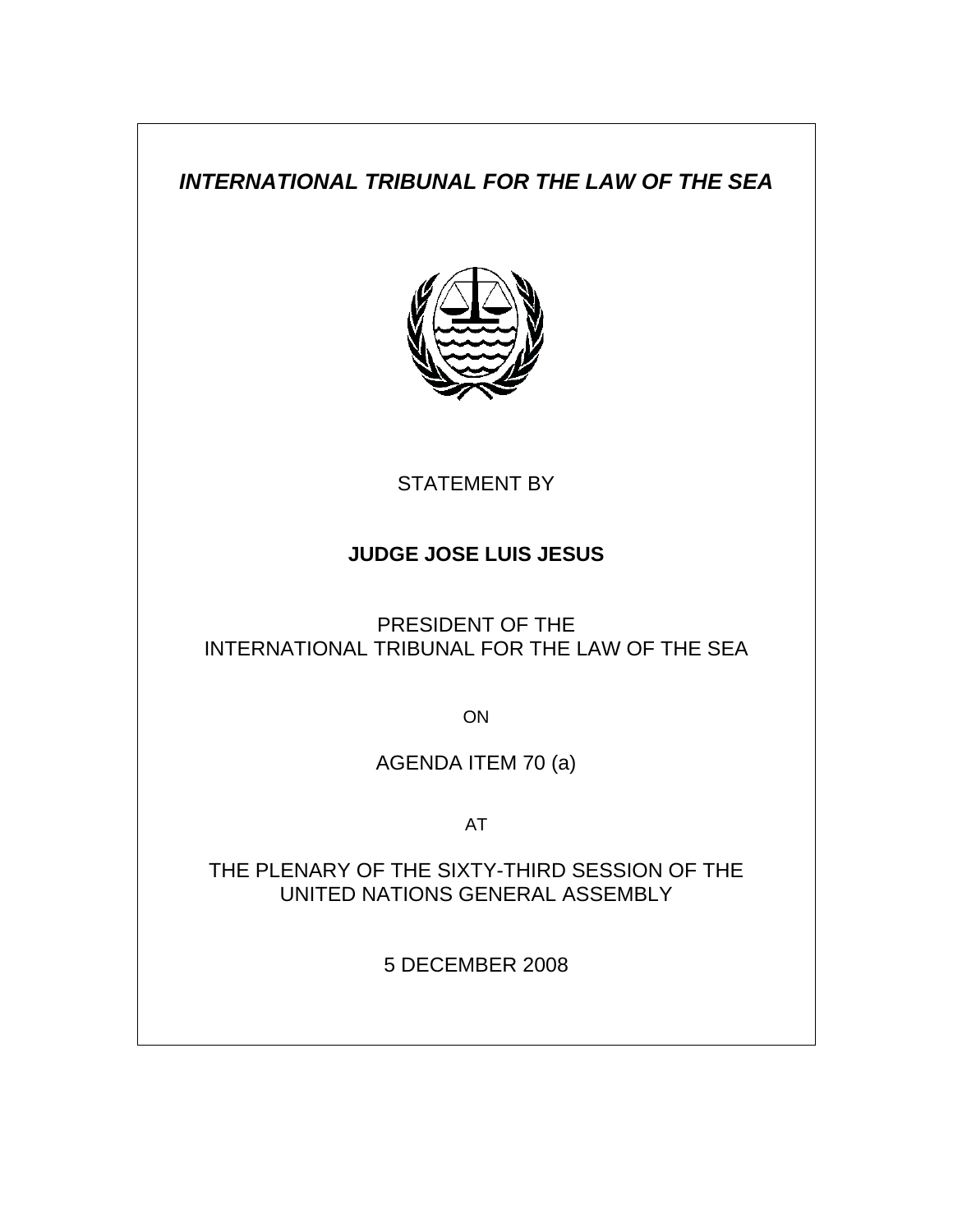***INTERNATIONAL TRIBUNAL FOR THE LAW OF THE SEA***

STATEMENT BY

**JUDGE JOSE LUIS JESUS**

PRESIDENT OF THE
INTERNATIONAL TRIBUNAL FOR THE LAW OF THE SEA

ON

AGENDA ITEM 70 (a)

AT

THE PLENARY OF THE SIXTY-THIRD SESSION OF THE
UNITED NATIONS GENERAL ASSEMBLY

5 DECEMBER 2008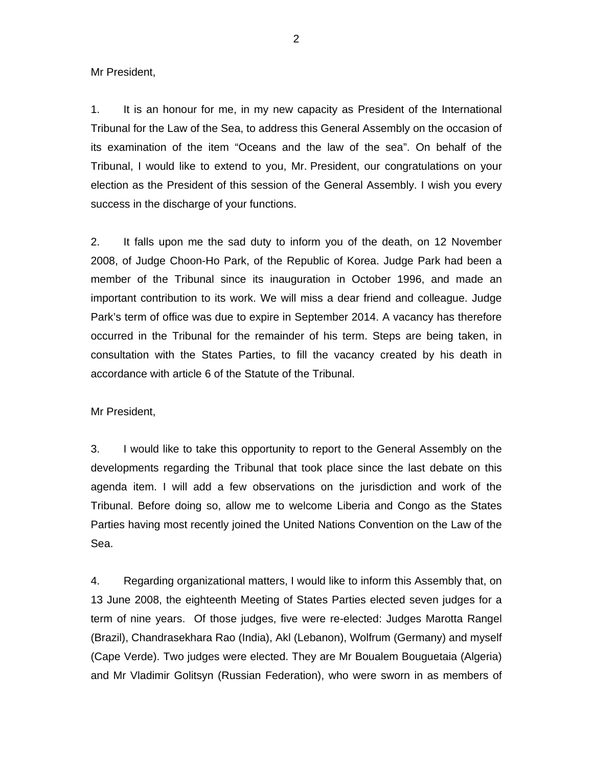Mr President,

1. It is an honour for me, in my new capacity as President of the International Tribunal for the Law of the Sea, to address this General Assembly on the occasion of its examination of the item "Oceans and the law of the sea". On behalf of the Tribunal, I would like to extend to you, Mr. President, our congratulations on your election as the President of this session of the General Assembly. I wish you every success in the discharge of your functions.

2. It falls upon me the sad duty to inform you of the death, on 12 November 2008, of Judge Choon-Ho Park, of the Republic of Korea. Judge Park had been a member of the Tribunal since its inauguration in October 1996, and made an important contribution to its work. We will miss a dear friend and colleague. Judge Park's term of office was due to expire in September 2014. A vacancy has therefore occurred in the Tribunal for the remainder of his term. Steps are being taken, in consultation with the States Parties, to fill the vacancy created by his death in accordance with article 6 of the Statute of the Tribunal.

Mr President,

3. I would like to take this opportunity to report to the General Assembly on the developments regarding the Tribunal that took place since the last debate on this agenda item. I will add a few observations on the jurisdiction and work of the Tribunal. Before doing so, allow me to welcome Liberia and Congo as the States Parties having most recently joined the United Nations Convention on the Law of the Sea.

4. Regarding organizational matters, I would like to inform this Assembly that, on 13 June 2008, the eighteenth Meeting of States Parties elected seven judges for a term of nine years. Of those judges, five were re-elected: Judges Marotta Rangel (Brazil), Chandrasekhara Rao (India), Akl (Lebanon), Wolfrum (Germany) and myself (Cape Verde). Two judges were elected. They are Mr Boualem Bouguetaia (Algeria) and Mr Vladimir Golitsyn (Russian Federation), who were sworn in as members of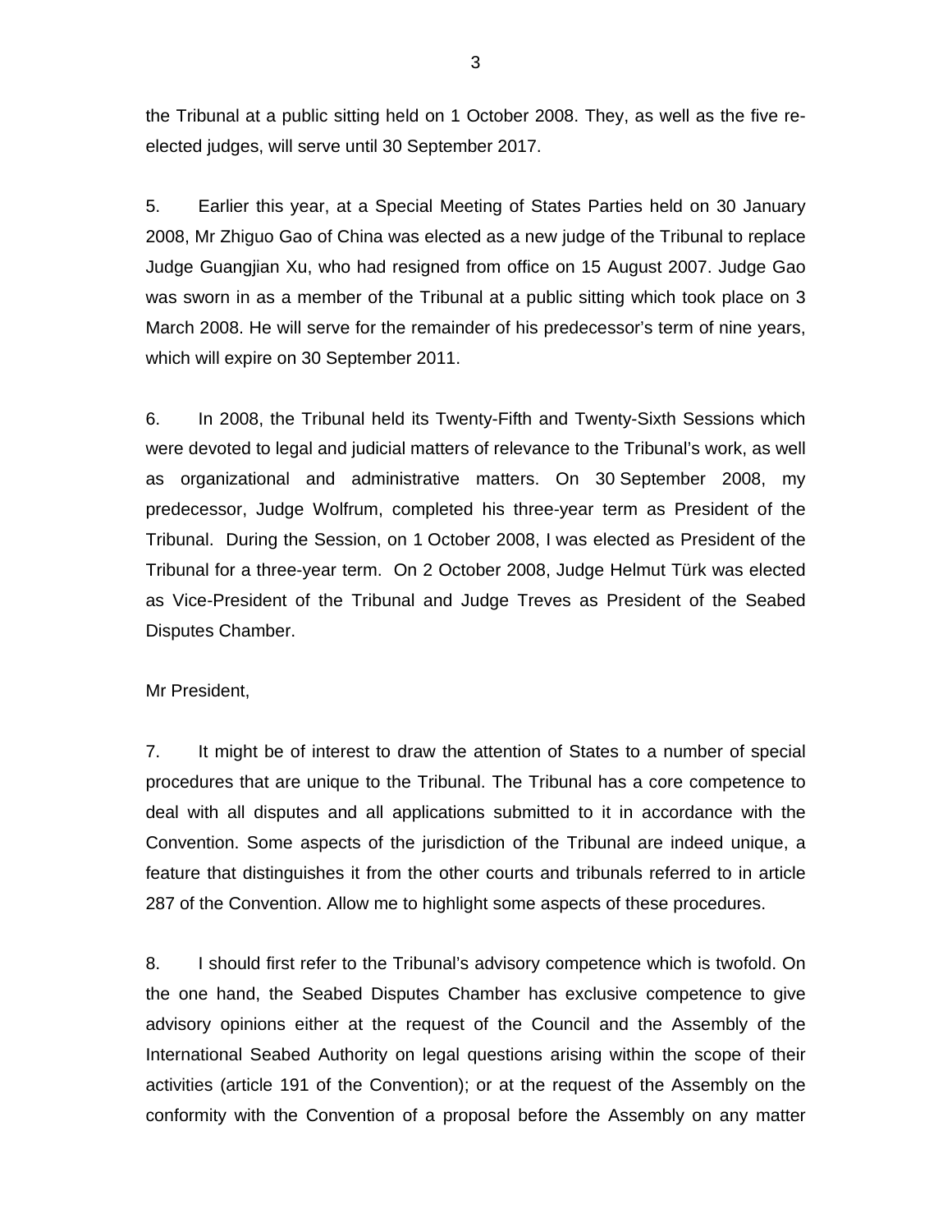the Tribunal at a public sitting held on 1 October 2008. They, as well as the five re-elected judges, will serve until 30 September 2017.

5. Earlier this year, at a Special Meeting of States Parties held on 30 January 2008, Mr Zhiguo Gao of China was elected as a new judge of the Tribunal to replace Judge Guangjian Xu, who had resigned from office on 15 August 2007. Judge Gao was sworn in as a member of the Tribunal at a public sitting which took place on 3 March 2008. He will serve for the remainder of his predecessor's term of nine years, which will expire on 30 September 2011.

6. In 2008, the Tribunal held its Twenty-Fifth and Twenty-Sixth Sessions which were devoted to legal and judicial matters of relevance to the Tribunal's work, as well as organizational and administrative matters. On 30 September 2008, my predecessor, Judge Wolfrum, completed his three-year term as President of the Tribunal. During the Session, on 1 October 2008, I was elected as President of the Tribunal for a three-year term. On 2 October 2008, Judge Helmut Türk was elected as Vice-President of the Tribunal and Judge Treves as President of the Seabed Disputes Chamber.

Mr President,

7. It might be of interest to draw the attention of States to a number of special procedures that are unique to the Tribunal. The Tribunal has a core competence to deal with all disputes and all applications submitted to it in accordance with the Convention. Some aspects of the jurisdiction of the Tribunal are indeed unique, a feature that distinguishes it from the other courts and tribunals referred to in article 287 of the Convention. Allow me to highlight some aspects of these procedures.

8. I should first refer to the Tribunal's advisory competence which is twofold. On the one hand, the Seabed Disputes Chamber has exclusive competence to give advisory opinions either at the request of the Council and the Assembly of the International Seabed Authority on legal questions arising within the scope of their activities (article 191 of the Convention); or at the request of the Assembly on the conformity with the Convention of a proposal before the Assembly on any matter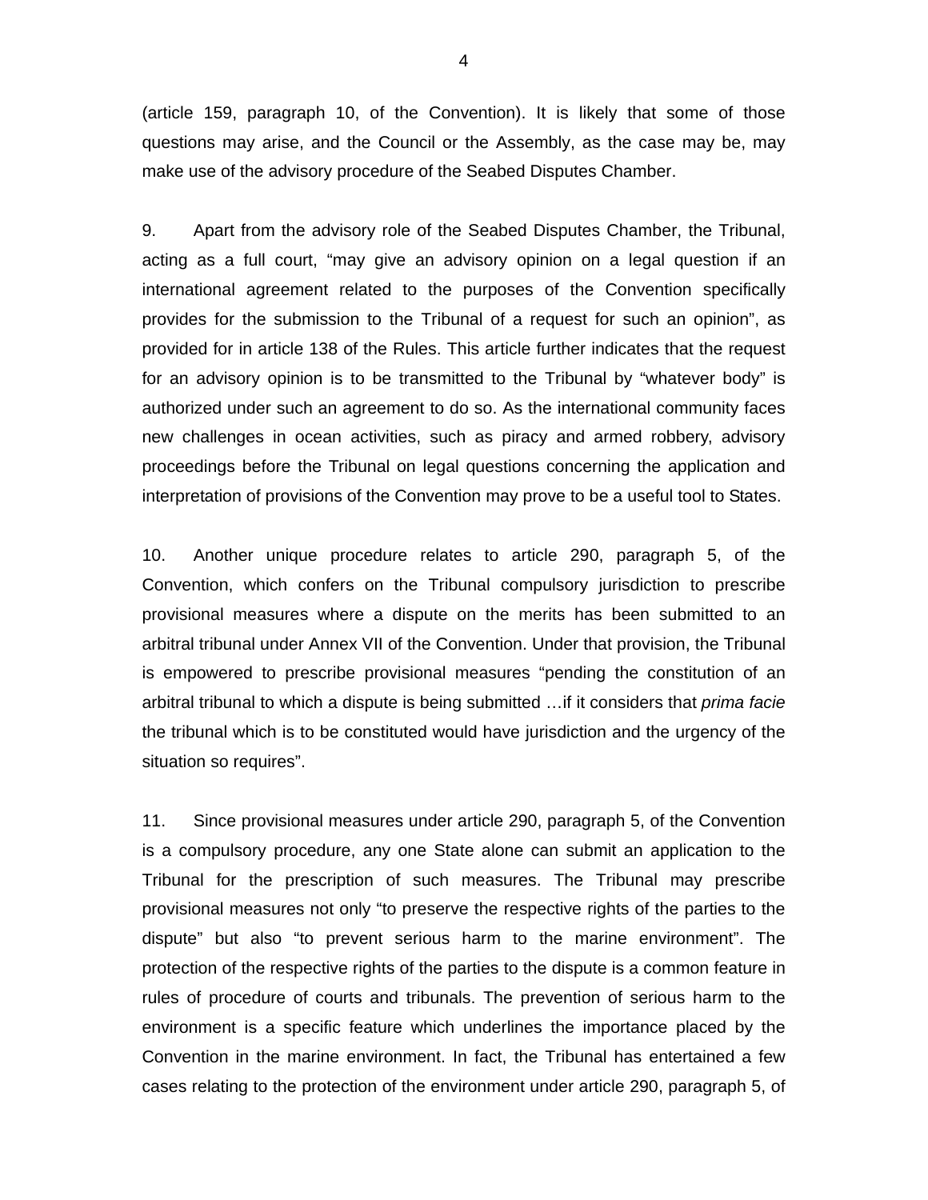(article 159, paragraph 10, of the Convention). It is likely that some of those questions may arise, and the Council or the Assembly, as the case may be, may make use of the advisory procedure of the Seabed Disputes Chamber.

9. Apart from the advisory role of the Seabed Disputes Chamber, the Tribunal, acting as a full court, "may give an advisory opinion on a legal question if an international agreement related to the purposes of the Convention specifically provides for the submission to the Tribunal of a request for such an opinion", as provided for in article 138 of the Rules. This article further indicates that the request for an advisory opinion is to be transmitted to the Tribunal by "whatever body" is authorized under such an agreement to do so. As the international community faces new challenges in ocean activities, such as piracy and armed robbery, advisory proceedings before the Tribunal on legal questions concerning the application and interpretation of provisions of the Convention may prove to be a useful tool to States.

10. Another unique procedure relates to article 290, paragraph 5, of the Convention, which confers on the Tribunal compulsory jurisdiction to prescribe provisional measures where a dispute on the merits has been submitted to an arbitral tribunal under Annex VII of the Convention. Under that provision, the Tribunal is empowered to prescribe provisional measures "pending the constitution of an arbitral tribunal to which a dispute is being submitted …if it considers that *prima facie* the tribunal which is to be constituted would have jurisdiction and the urgency of the situation so requires".

11. Since provisional measures under article 290, paragraph 5, of the Convention is a compulsory procedure, any one State alone can submit an application to the Tribunal for the prescription of such measures. The Tribunal may prescribe provisional measures not only "to preserve the respective rights of the parties to the dispute" but also "to prevent serious harm to the marine environment". The protection of the respective rights of the parties to the dispute is a common feature in rules of procedure of courts and tribunals. The prevention of serious harm to the environment is a specific feature which underlines the importance placed by the Convention in the marine environment. In fact, the Tribunal has entertained a few cases relating to the protection of the environment under article 290, paragraph 5, of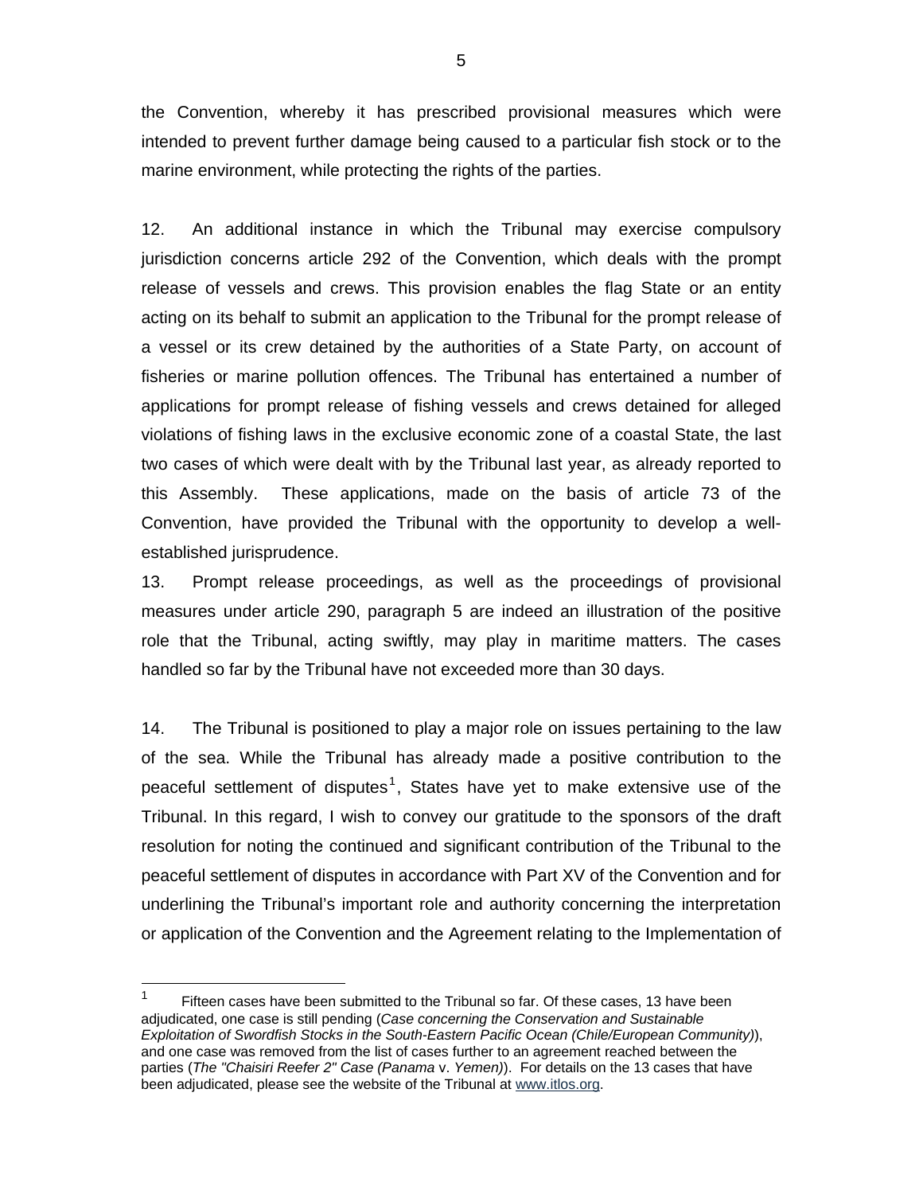the Convention, whereby it has prescribed provisional measures which were intended to prevent further damage being caused to a particular fish stock or to the marine environment, while protecting the rights of the parties.

12. An additional instance in which the Tribunal may exercise compulsory jurisdiction concerns article 292 of the Convention, which deals with the prompt release of vessels and crews. This provision enables the flag State or an entity acting on its behalf to submit an application to the Tribunal for the prompt release of a vessel or its crew detained by the authorities of a State Party, on account of fisheries or marine pollution offences. The Tribunal has entertained a number of applications for prompt release of fishing vessels and crews detained for alleged violations of fishing laws in the exclusive economic zone of a coastal State, the last two cases of which were dealt with by the Tribunal last year, as already reported to this Assembly. These applications, made on the basis of article 73 of the Convention, have provided the Tribunal with the opportunity to develop a well-established jurisprudence.

13. Prompt release proceedings, as well as the proceedings of provisional measures under article 290, paragraph 5 are indeed an illustration of the positive role that the Tribunal, acting swiftly, may play in maritime matters. The cases handled so far by the Tribunal have not exceeded more than 30 days.

14. The Tribunal is positioned to play a major role on issues pertaining to the law of the sea. While the Tribunal has already made a positive contribution to the peaceful settlement of disputes[1], States have yet to make extensive use of the Tribunal. In this regard, I wish to convey our gratitude to the sponsors of the draft resolution for noting the continued and significant contribution of the Tribunal to the peaceful settlement of disputes in accordance with Part XV of the Convention and for underlining the Tribunal's important role and authority concerning the interpretation or application of the Convention and the Agreement relating to the Implementation of

---

[1] Fifteen cases have been submitted to the Tribunal so far. Of these cases, 13 have been adjudicated, one case is still pending (*Case concerning the Conservation and Sustainable Exploitation of Swordfish Stocks in the South-Eastern Pacific Ocean (Chile/European Community)*), and one case was removed from the list of cases further to an agreement reached between the parties (*The "Chaisiri Reefer 2" Case (Panama* v. *Yemen)*). For details on the 13 cases that have been adjudicated, please see the website of the Tribunal at www.itlos.org.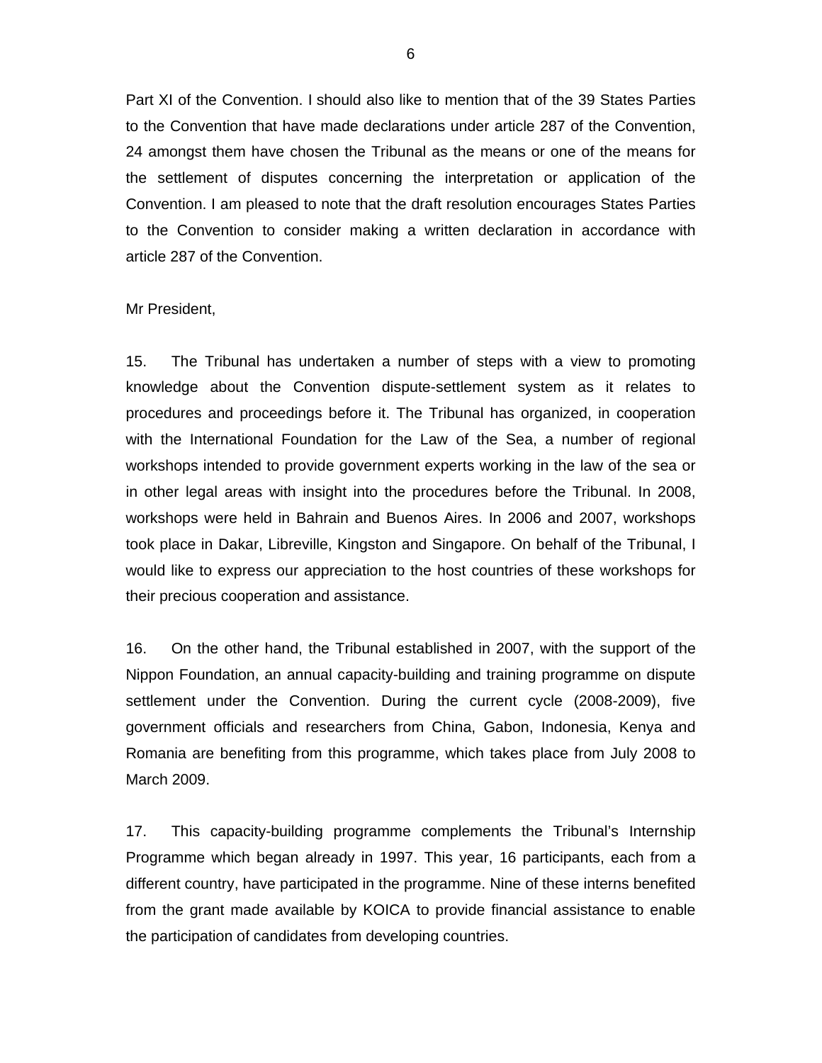Part XI of the Convention. I should also like to mention that of the 39 States Parties to the Convention that have made declarations under article 287 of the Convention, 24 amongst them have chosen the Tribunal as the means or one of the means for the settlement of disputes concerning the interpretation or application of the Convention. I am pleased to note that the draft resolution encourages States Parties to the Convention to consider making a written declaration in accordance with article 287 of the Convention.

Mr President,

15. The Tribunal has undertaken a number of steps with a view to promoting knowledge about the Convention dispute-settlement system as it relates to procedures and proceedings before it. The Tribunal has organized, in cooperation with the International Foundation for the Law of the Sea, a number of regional workshops intended to provide government experts working in the law of the sea or in other legal areas with insight into the procedures before the Tribunal. In 2008, workshops were held in Bahrain and Buenos Aires. In 2006 and 2007, workshops took place in Dakar, Libreville, Kingston and Singapore. On behalf of the Tribunal, I would like to express our appreciation to the host countries of these workshops for their precious cooperation and assistance.

16. On the other hand, the Tribunal established in 2007, with the support of the Nippon Foundation, an annual capacity-building and training programme on dispute settlement under the Convention. During the current cycle (2008-2009), five government officials and researchers from China, Gabon, Indonesia, Kenya and Romania are benefiting from this programme, which takes place from July 2008 to March 2009.

17. This capacity-building programme complements the Tribunal's Internship Programme which began already in 1997. This year, 16 participants, each from a different country, have participated in the programme. Nine of these interns benefited from the grant made available by KOICA to provide financial assistance to enable the participation of candidates from developing countries.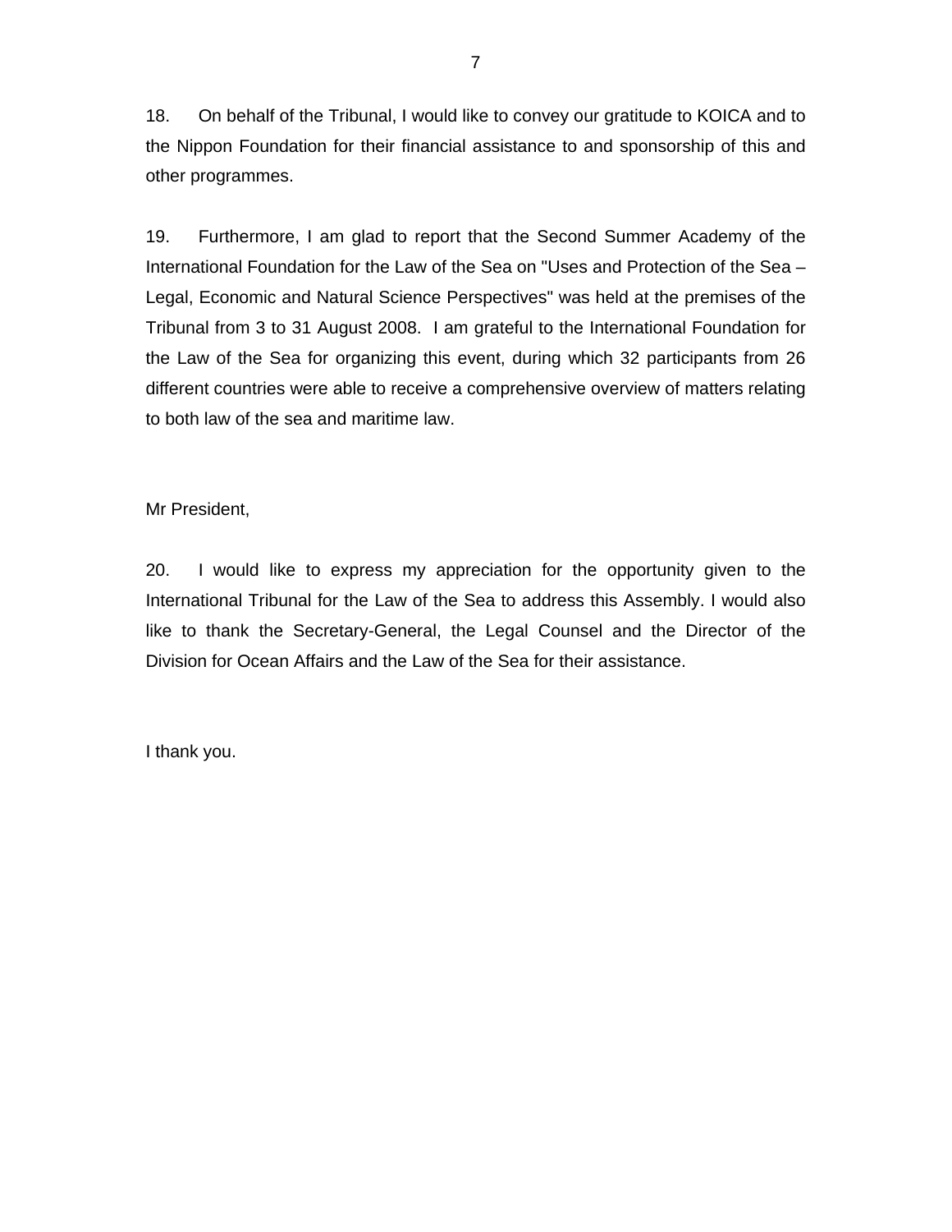18. On behalf of the Tribunal, I would like to convey our gratitude to KOICA and to the Nippon Foundation for their financial assistance to and sponsorship of this and other programmes.

19. Furthermore, I am glad to report that the Second Summer Academy of the International Foundation for the Law of the Sea on "Uses and Protection of the Sea – Legal, Economic and Natural Science Perspectives" was held at the premises of the Tribunal from 3 to 31 August 2008. I am grateful to the International Foundation for the Law of the Sea for organizing this event, during which 32 participants from 26 different countries were able to receive a comprehensive overview of matters relating to both law of the sea and maritime law.

Mr President,

20. I would like to express my appreciation for the opportunity given to the International Tribunal for the Law of the Sea to address this Assembly. I would also like to thank the Secretary-General, the Legal Counsel and the Director of the Division for Ocean Affairs and the Law of the Sea for their assistance.

I thank you.